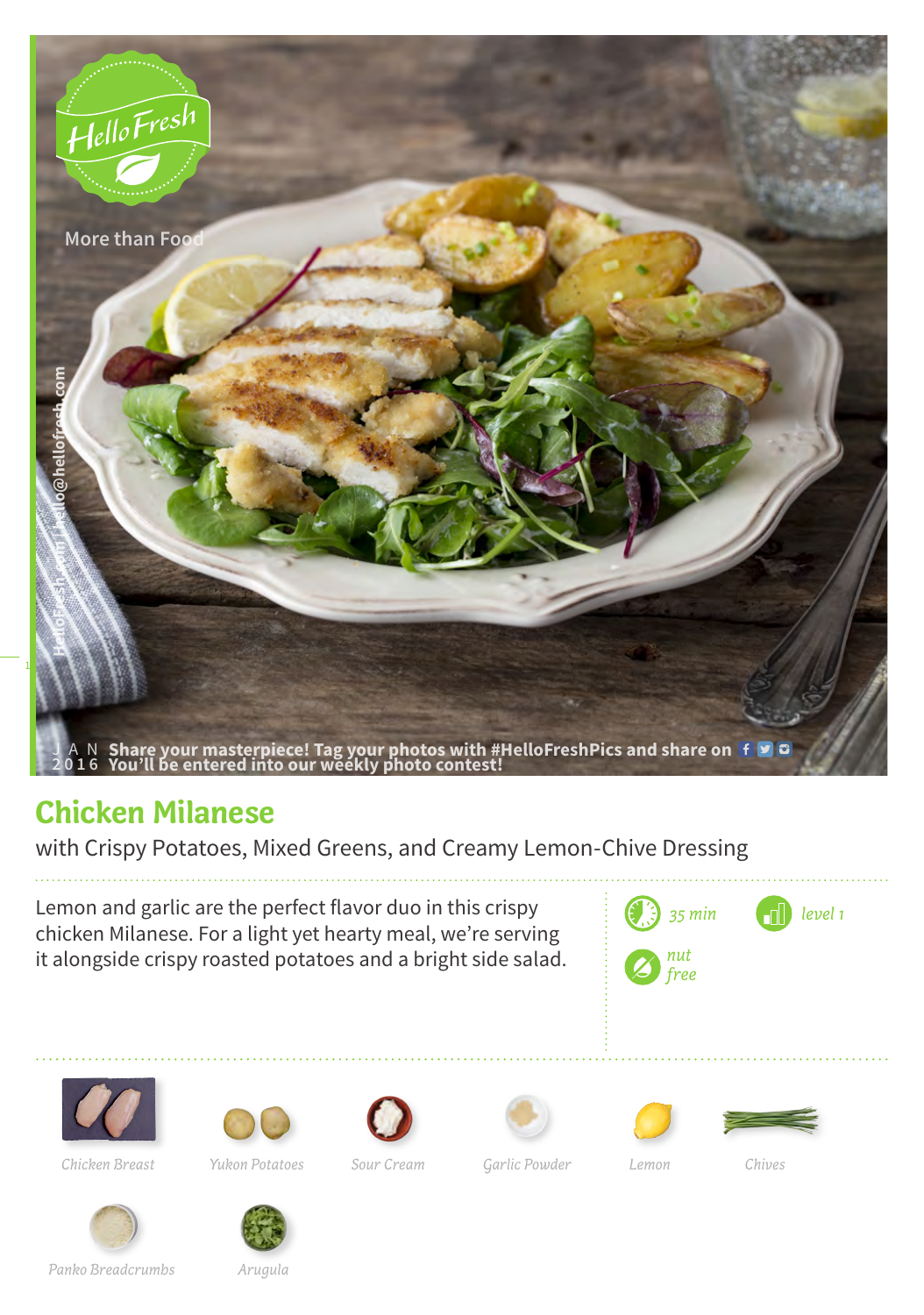HelloFresh

More than Food

JAN 2016 Share your masterpiece! Tag your photos with #HelloFreshPics and share on f t i. You'll be entered into our weekly photo contest!

# Chicken Milanese

with Crispy Potatoes, Mixed Greens, and Creamy Lemon-Chive Dressing

Lemon and garlic are the perfect flavor duo in this crispy chicken Milanese. For a light yet hearty meal, we're serving it alongside crispy roasted potatoes and a bright side salad.

*35 min*

*level 1*

*nut free*

*Chicken Breast*

*Yukon Potatoes*

*Sour Cream*

*Garlic Powder*

*Lemon*

*Chives*

*Panko Breadcrumbs*

*Arugula*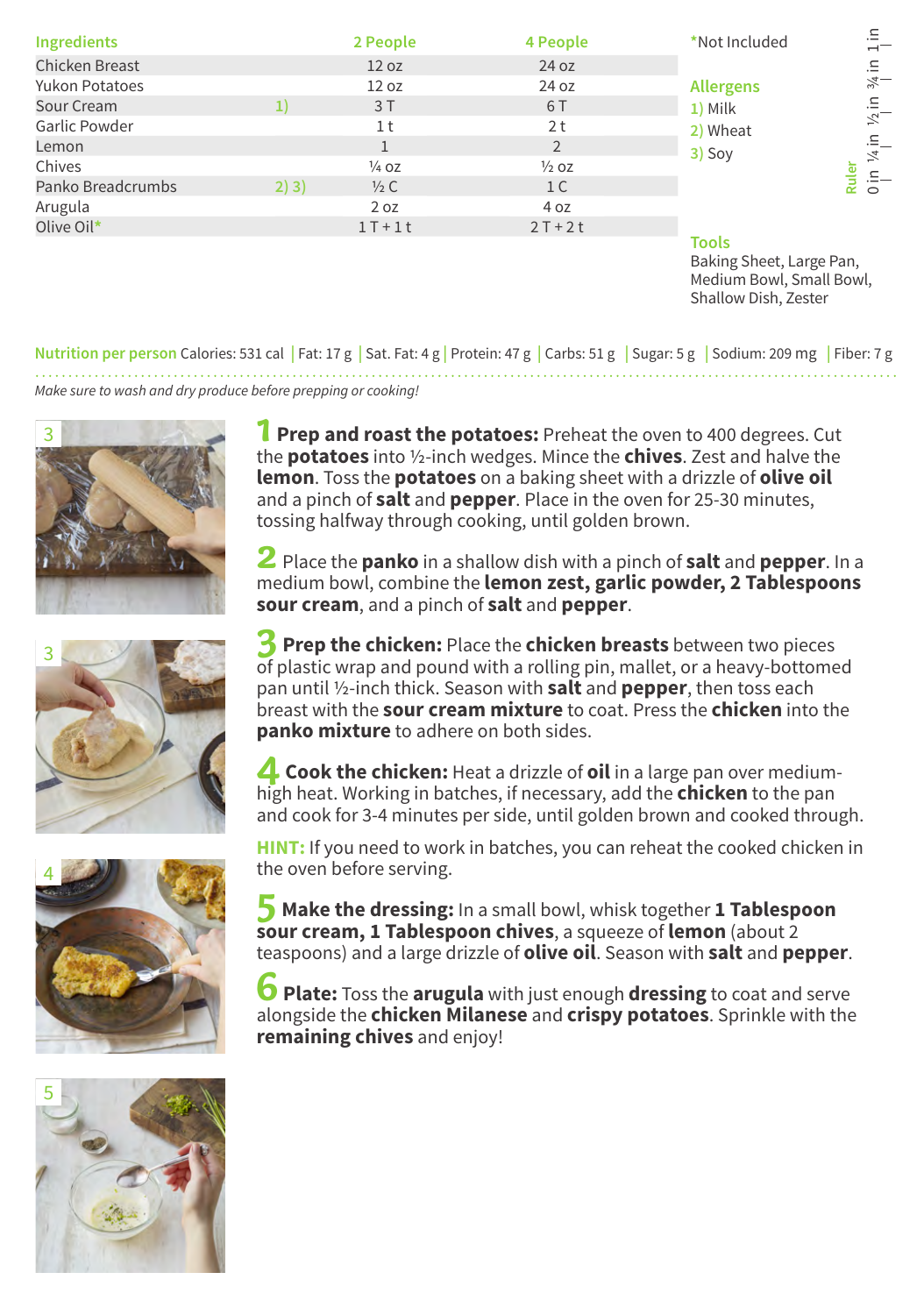| Ingredients | | 2 People | 4 People |
|---|---|---|---|
| Chicken Breast | | 12 oz | 24 oz |
| Yukon Potatoes | | 12 oz | 24 oz |
| Sour Cream | 1) | 3 T | 6 T |
| Garlic Powder | | 1 t | 2 t |
| Lemon | | 1 | 2 |
| Chives | | ¼ oz | ½ oz |
| Panko Breadcrumbs | 2) 3) | ½ C | 1 C |
| Arugula | | 2 oz | 4 oz |
| Olive Oil* | | 1 T + 1 t | 2 T + 2 t |

*Not Included

**Allergens**
1) Milk
2) Wheat
3) Soy

Ruler
0 in ¼ in ½ in ¾ in 1 in

**Tools**
Baking Sheet, Large Pan, Medium Bowl, Small Bowl, Shallow Dish, Zester

**Nutrition per person** Calories: 531 cal | Fat: 17 g | Sat. Fat: 4 g | Protein: 47 g | Carbs: 51 g | Sugar: 5 g | Sodium: 209 mg | Fiber: 7 g

*Make sure to wash and dry produce before prepping or cooking!*

3

3

4

5

**1 Prep and roast the potatoes:** Preheat the oven to 400 degrees. Cut the **potatoes** into ½-inch wedges. Mince the **chives**. Zest and halve the **lemon**. Toss the **potatoes** on a baking sheet with a drizzle of **olive oil** and a pinch of **salt** and **pepper**. Place in the oven for 25-30 minutes, tossing halfway through cooking, until golden brown.

**2** Place the **panko** in a shallow dish with a pinch of **salt** and **pepper**. In a medium bowl, combine the **lemon zest, garlic powder, 2 Tablespoons sour cream**, and a pinch of **salt** and **pepper**.

**3 Prep the chicken:** Place the **chicken breasts** between two pieces of plastic wrap and pound with a rolling pin, mallet, or a heavy-bottomed pan until ½-inch thick. Season with **salt** and **pepper**, then toss each breast with the **sour cream mixture** to coat. Press the **chicken** into the **panko mixture** to adhere on both sides.

**4 Cook the chicken:** Heat a drizzle of **oil** in a large pan over medium-high heat. Working in batches, if necessary, add the **chicken** to the pan and cook for 3-4 minutes per side, until golden brown and cooked through.

**HINT:** If you need to work in batches, you can reheat the cooked chicken in the oven before serving.

**5 Make the dressing:** In a small bowl, whisk together **1 Tablespoon sour cream, 1 Tablespoon chives**, a squeeze of **lemon** (about 2 teaspoons) and a large drizzle of **olive oil**. Season with **salt** and **pepper**.

**6 Plate:** Toss the **arugula** with just enough **dressing** to coat and serve alongside the **chicken Milanese** and **crispy potatoes**. Sprinkle with the **remaining chives** and enjoy!